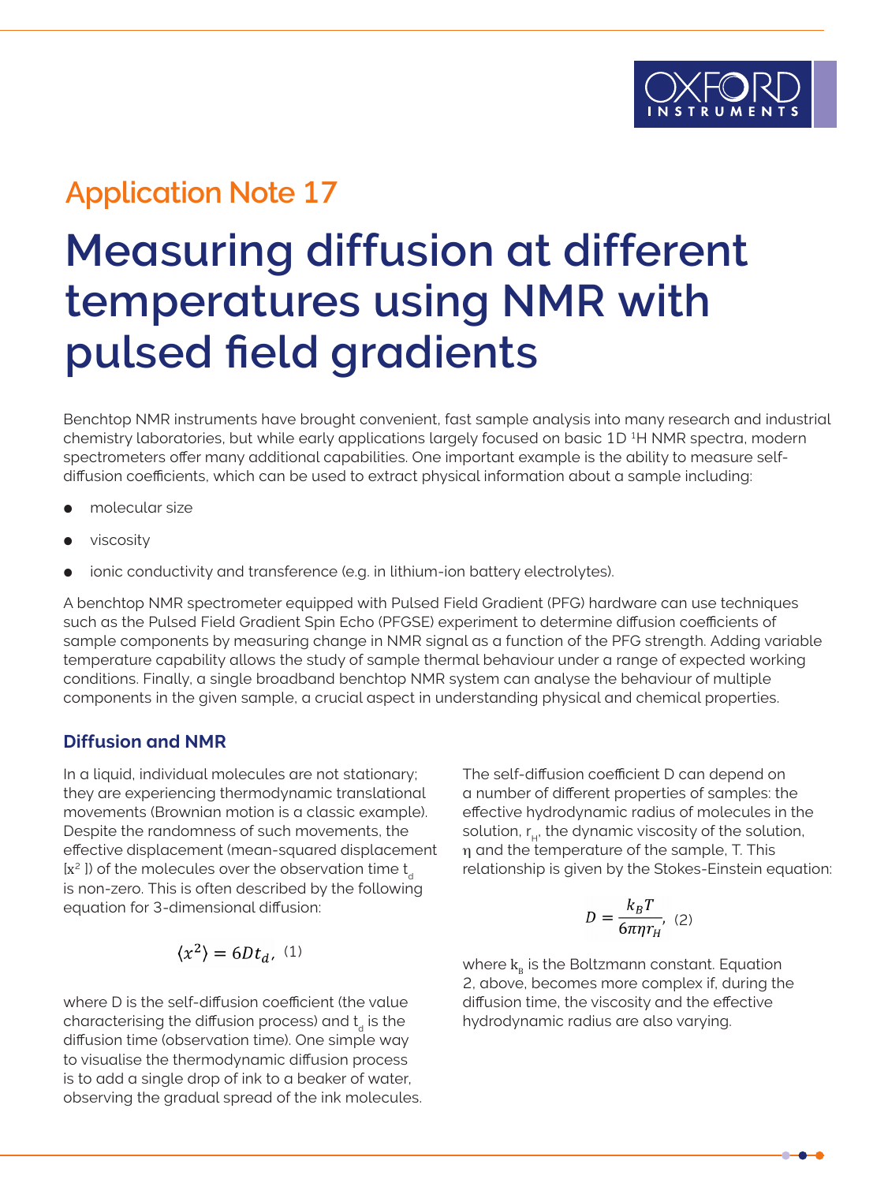Application Note 17

# Measuring diffusion at different temperatures using NMR with pulsed field gradients

Benchtop NMR instruments have brought convenient, fast sample analysis into many research and industrial chemistry laboratories, but while early applications largely focused on basic 1D $^1$H NMR spectra, modern spectrometers offer many additional capabilities. One important example is the ability to measure self-diffusion coefficients, which can be used to extract physical information about a sample including:

- molecular size
- viscosity
- ionic conductivity and transference (e.g. in lithium-ion battery electrolytes).

A benchtop NMR spectrometer equipped with Pulsed Field Gradient (PFG) hardware can use techniques such as the Pulsed Field Gradient Spin Echo (PFGSE) experiment to determine diffusion coefficients of sample components by measuring change in NMR signal as a function of the PFG strength. Adding variable temperature capability allows the study of sample thermal behaviour under a range of expected working conditions. Finally, a single broadband benchtop NMR system can analyse the behaviour of multiple components in the given sample, a crucial aspect in understanding physical and chemical properties.

## Diffusion and NMR

In a liquid, individual molecules are not stationary; they are experiencing thermodynamic translational movements (Brownian motion is a classic example). Despite the randomness of such movements, the effective displacement (mean-squared displacement [$x^2$ ]) of the molecules over the observation time $t_d$ is non-zero. This is often described by the following equation for 3-dimensional diffusion:

$$\langle x^2 \rangle = 6Dt_d, \quad (1)$$

where D is the self-diffusion coefficient (the value characterising the diffusion process) and $t_d$ is the diffusion time (observation time). One simple way to visualise the thermodynamic diffusion process is to add a single drop of ink to a beaker of water, observing the gradual spread of the ink molecules.

The self-diffusion coefficient D can depend on a number of different properties of samples: the effective hydrodynamic radius of molecules in the solution, $r_H$, the dynamic viscosity of the solution, $\eta$ and the temperature of the sample, T. This relationship is given by the Stokes-Einstein equation:

$$D = \frac{k_B T}{6\pi\eta r_H}, \quad (2)$$

where $k_B$ is the Boltzmann constant. Equation 2, above, becomes more complex if, during the diffusion time, the viscosity and the effective hydrodynamic radius are also varying.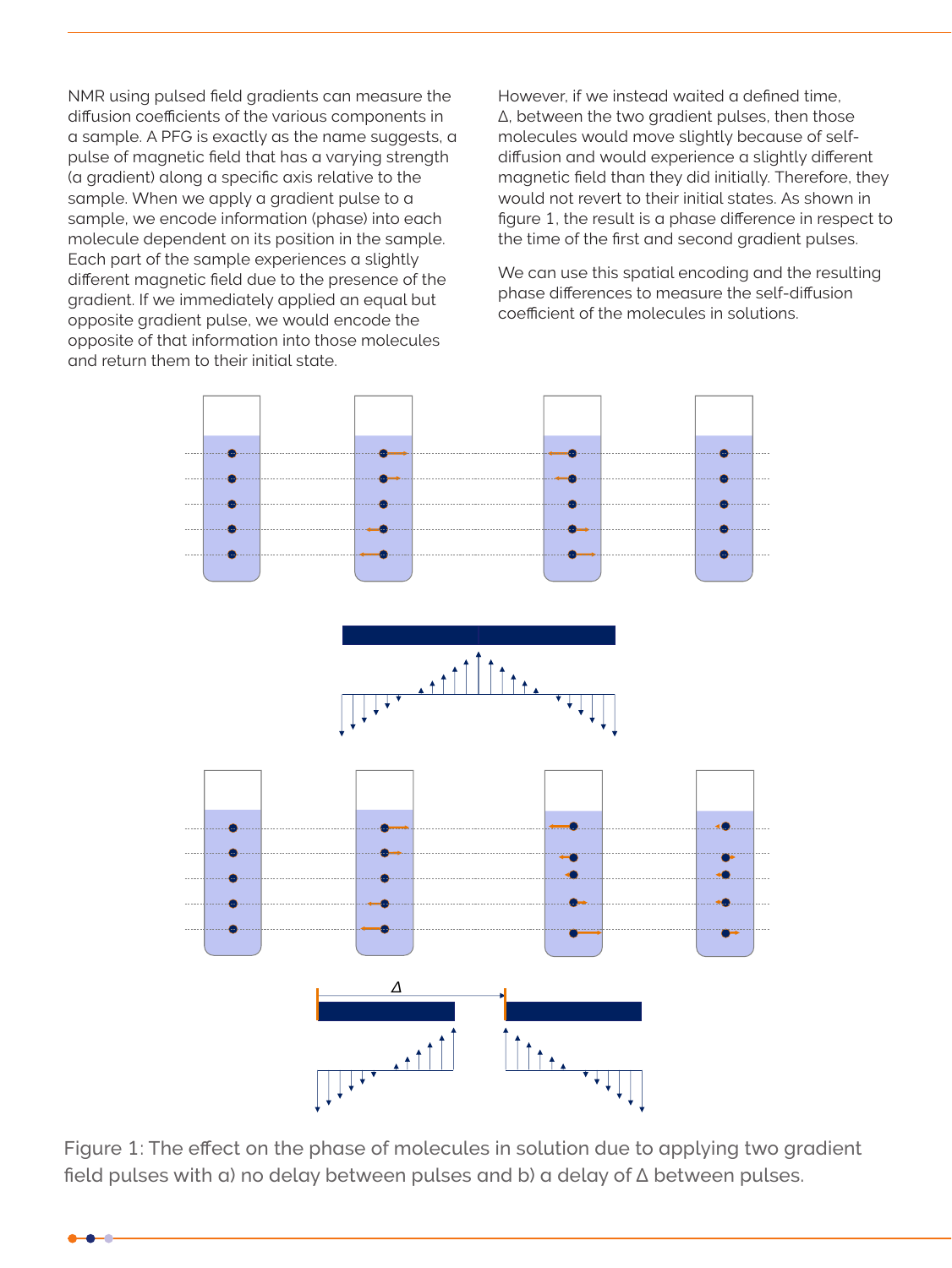NMR using pulsed field gradients can measure the diffusion coefficients of the various components in a sample. A PFG is exactly as the name suggests, a pulse of magnetic field that has a varying strength (a gradient) along a specific axis relative to the sample. When we apply a gradient pulse to a sample, we encode information (phase) into each molecule dependent on its position in the sample. Each part of the sample experiences a slightly different magnetic field due to the presence of the gradient. If we immediately applied an equal but opposite gradient pulse, we would encode the opposite of that information into those molecules and return them to their initial state.

However, if we instead waited a defined time, Δ, between the two gradient pulses, then those molecules would move slightly because of self-diffusion and would experience a slightly different magnetic field than they did initially. Therefore, they would not revert to their initial states. As shown in figure 1, the result is a phase difference in respect to the time of the first and second gradient pulses.

We can use this spatial encoding and the resulting phase differences to measure the self-diffusion coefficient of the molecules in solutions.

Figure 1: The effect on the phase of molecules in solution due to applying two gradient field pulses with a) no delay between pulses and b) a delay of Δ between pulses.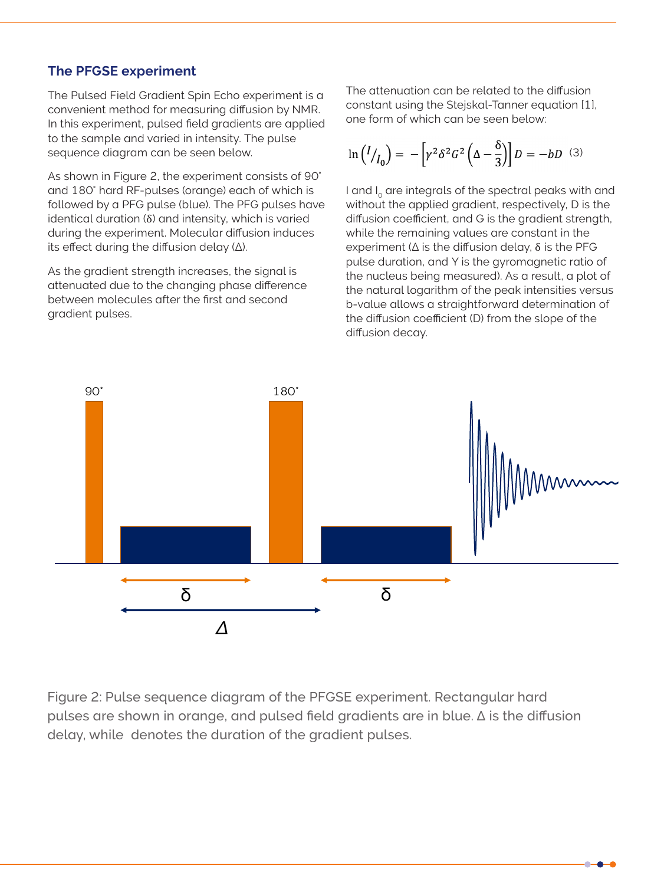### The PFGSE experiment

The Pulsed Field Gradient Spin Echo experiment is a convenient method for measuring diffusion by NMR. In this experiment, pulsed field gradients are applied to the sample and varied in intensity. The pulse sequence diagram can be seen below.

As shown in Figure 2, the experiment consists of 90˚ and 180˚ hard RF-pulses (orange) each of which is followed by a PFG pulse (blue). The PFG pulses have identical duration (δ) and intensity, which is varied during the experiment. Molecular diffusion induces its effect during the diffusion delay (Δ).

As the gradient strength increases, the signal is attenuated due to the changing phase difference between molecules after the first and second gradient pulses.

The attenuation can be related to the diffusion constant using the Stejskal-Tanner equation [1], one form of which can be seen below:

$$\ln\left({}^{I}/_{I_0}\right) = -\left[\gamma^2\delta^2G^2\left(\Delta - \frac{\delta}{3}\right)\right]D = -bD \quad (3)$$

I and $I_0$ are integrals of the spectral peaks with and without the applied gradient, respectively, D is the diffusion coefficient, and G is the gradient strength, while the remaining values are constant in the experiment (Δ is the diffusion delay, δ is the PFG pulse duration, and Υ is the gyromagnetic ratio of the nucleus being measured). As a result, a plot of the natural logarithm of the peak intensities versus b-value allows a straightforward determination of the diffusion coefficient (D) from the slope of the diffusion decay.

Figure 2: Pulse sequence diagram of the PFGSE experiment. Rectangular hard pulses are shown in orange, and pulsed field gradients are in blue. Δ is the diffusion delay, while  denotes the duration of the gradient pulses.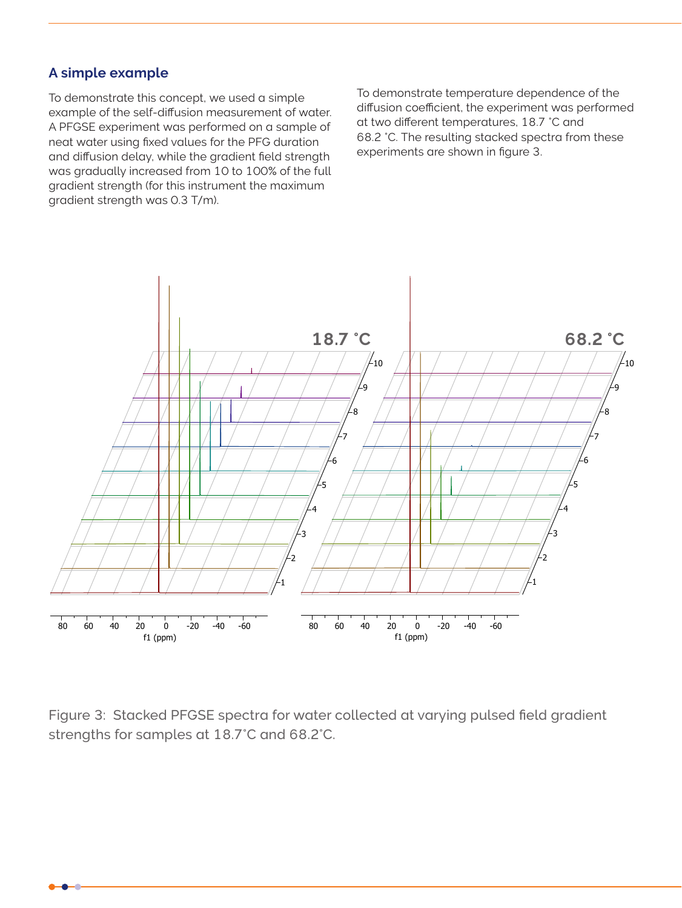## A simple example

To demonstrate this concept, we used a simple example of the self-diffusion measurement of water. A PFGSE experiment was performed on a sample of neat water using fixed values for the PFG duration and diffusion delay, while the gradient field strength was gradually increased from 10 to 100% of the full gradient strength (for this instrument the maximum gradient strength was 0.3 T/m).

To demonstrate temperature dependence of the diffusion coefficient, the experiment was performed at two different temperatures, 18.7 ˚C and 68.2 ˚C. The resulting stacked spectra from these experiments are shown in figure 3.

Figure 3: Stacked PFGSE spectra for water collected at varying pulsed field gradient strengths for samples at 18.7˚C and 68.2˚C.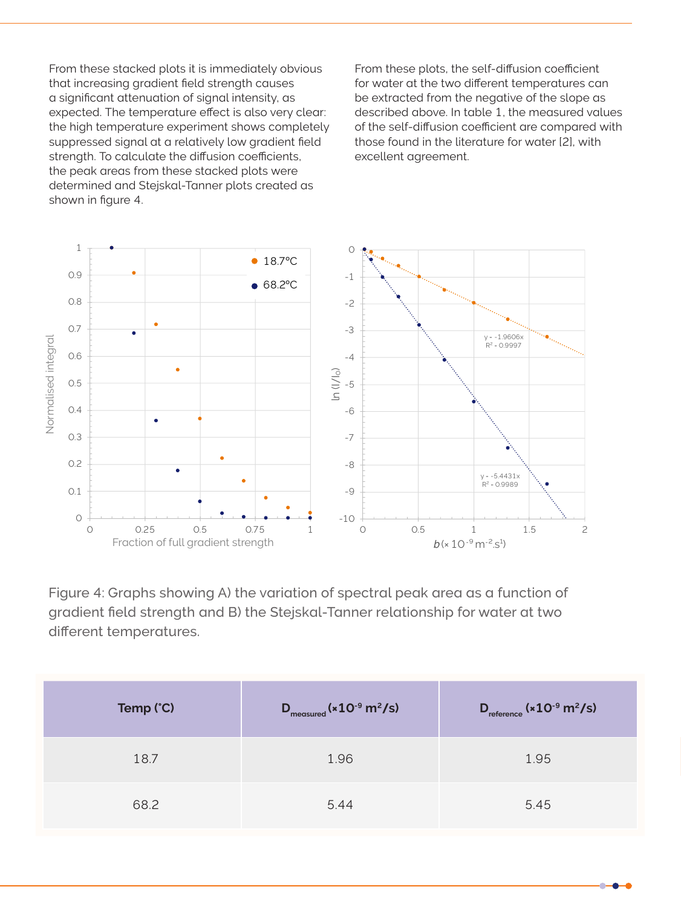From these stacked plots it is immediately obvious that increasing gradient field strength causes a significant attenuation of signal intensity, as expected. The temperature effect is also very clear: the high temperature experiment shows completely suppressed signal at a relatively low gradient field strength. To calculate the diffusion coefficients, the peak areas from these stacked plots were determined and Stejskal-Tanner plots created as shown in figure 4.

From these plots, the self-diffusion coefficient for water at the two different temperatures can be extracted from the negative of the slope as described above. In table 1, the measured values of the self-diffusion coefficient are compared with those found in the literature for water [2], with excellent agreement.

Figure 4: Graphs showing A) the variation of spectral peak area as a function of gradient field strength and B) the Stejskal-Tanner relationship for water at two different temperatures.

| Temp (°C) | $D_{measured}$ ($\times 10^{-9}$ $m^2/s$) | $D_{reference}$ ($\times 10^{-9}$ $m^2/s$) |
|---|---|---|
| 18.7 | 1.96 | 1.95 |
| 68.2 | 5.44 | 5.45 |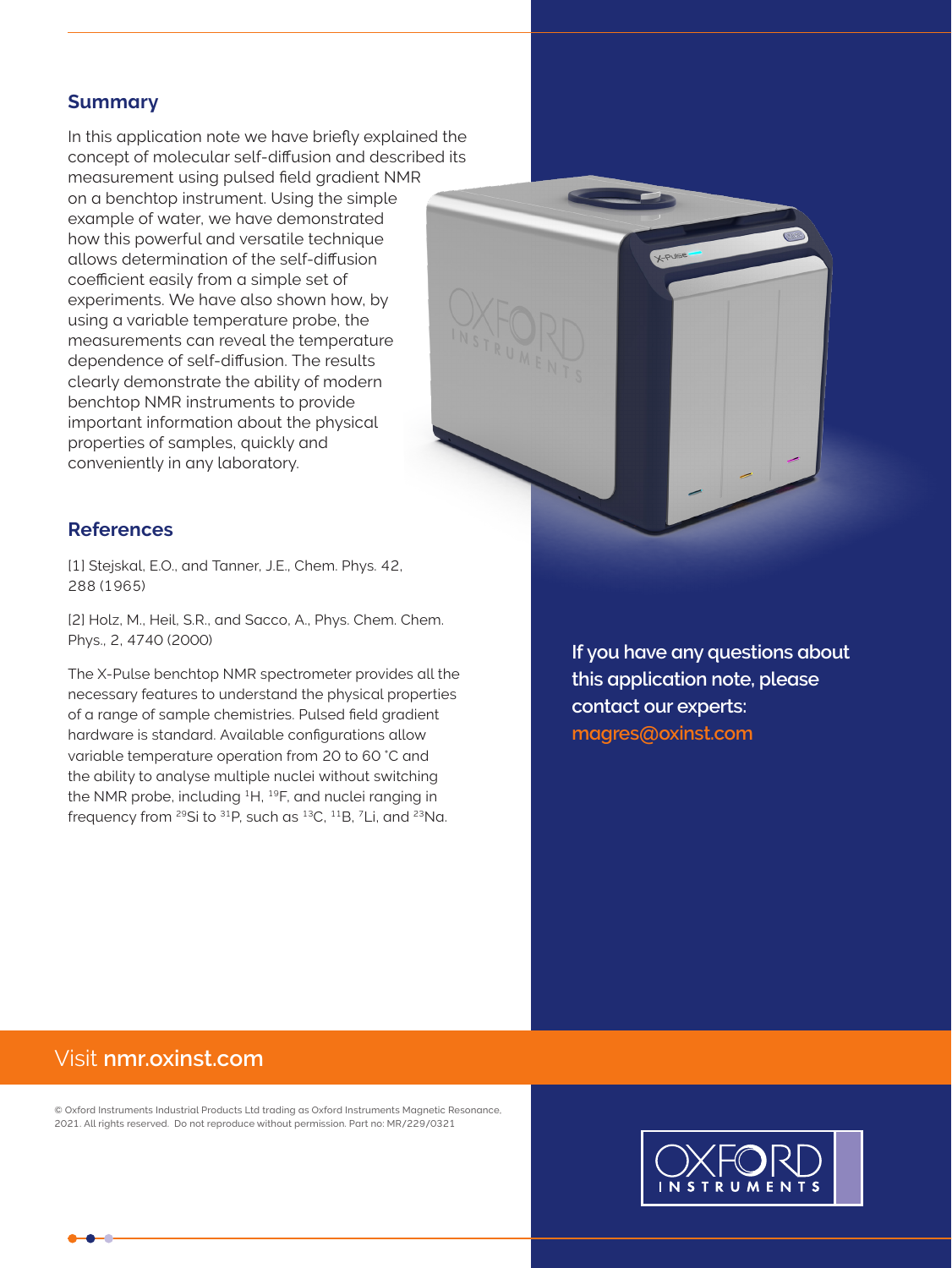## Summary

In this application note we have briefly explained the concept of molecular self-diffusion and described its measurement using pulsed field gradient NMR on a benchtop instrument. Using the simple example of water, we have demonstrated how this powerful and versatile technique allows determination of the self-diffusion coefficient easily from a simple set of experiments. We have also shown how, by using a variable temperature probe, the measurements can reveal the temperature dependence of self-diffusion. The results clearly demonstrate the ability of modern benchtop NMR instruments to provide important information about the physical properties of samples, quickly and conveniently in any laboratory.

## References

[1] Stejskal, E.O., and Tanner, J.E., Chem. Phys. 42, 288 (1965)

[2] Holz, M., Heil, S.R., and Sacco, A., Phys. Chem. Chem. Phys., 2, 4740 (2000)

The X-Pulse benchtop NMR spectrometer provides all the necessary features to understand the physical properties of a range of sample chemistries. Pulsed field gradient hardware is standard. Available configurations allow variable temperature operation from 20 to 60 °C and the ability to analyse multiple nuclei without switching the NMR probe, including $^{1}H$, $^{19}F$, and nuclei ranging in frequency from $^{29}Si$ to $^{31}P$, such as $^{13}C$, $^{11}B$, $^{7}Li$, and $^{23}Na$.

**If you have any questions about this application note, please contact our experts: magres@oxinst.com**

Visit **nmr.oxinst.com**

© Oxford Instruments Industrial Products Ltd trading as Oxford Instruments Magnetic Resonance, 2021. All rights reserved. Do not reproduce without permission. Part no: MR/229/0321